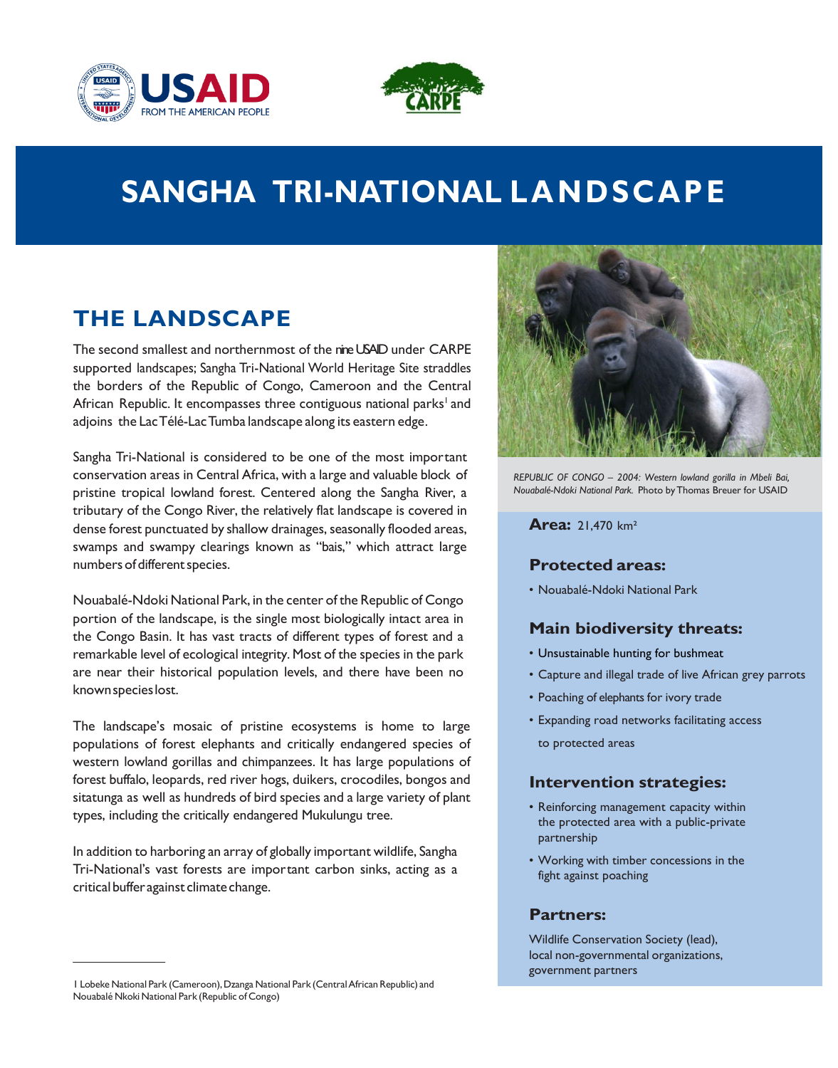# SANGHA TRI-NATIONAL LANDSCAPE

## THE LANDSCAPE

The second smallest and northernmost of the nine USAID under CARPE supported landscapes; Sangha Tri-National World Heritage Site straddles the borders of the Republic of Congo, Cameroon and the Central African Republic. It encompasses three contiguous national parks[1] and adjoins the Lac Télé-Lac Tumba landscape along its eastern edge.

Sangha Tri-National is considered to be one of the most important conservation areas in Central Africa, with a large and valuable block of pristine tropical lowland forest. Centered along the Sangha River, a tributary of the Congo River, the relatively flat landscape is covered in dense forest punctuated by shallow drainages, seasonally flooded areas, swamps and swampy clearings known as "bais," which attract large numbers of different species.

Nouabalé-Ndoki National Park, in the center of the Republic of Congo portion of the landscape, is the single most biologically intact area in the Congo Basin. It has vast tracts of different types of forest and a remarkable level of ecological integrity. Most of the species in the park are near their historical population levels, and there have been no known species lost.

The landscape's mosaic of pristine ecosystems is home to large populations of forest elephants and critically endangered species of western lowland gorillas and chimpanzees. It has large populations of forest buffalo, leopards, red river hogs, duikers, crocodiles, bongos and sitatunga as well as hundreds of bird species and a large variety of plant types, including the critically endangered Mukulungu tree.

In addition to harboring an array of globally important wildlife, Sangha Tri-National's vast forests are important carbon sinks, acting as a critical buffer against climate change.

*REPUBLIC OF CONGO – 2004: Western lowland gorilla in Mbeli Bai, Nouabalé-Ndoki National Park.* Photo by Thomas Breuer for USAID

**Area:** 21,470 km²

### Protected areas:

- Nouabalé-Ndoki National Park

### Main biodiversity threats:

- Unsustainable hunting for bushmeat
- Capture and illegal trade of live African grey parrots
- Poaching of elephants for ivory trade
- Expanding road networks facilitating access to protected areas

### Intervention strategies:

- Reinforcing management capacity within the protected area with a public-private partnership
- Working with timber concessions in the fight against poaching

### Partners:

Wildlife Conservation Society (lead), local non-governmental organizations, government partners

---

1 Lobeke National Park (Cameroon), Dzanga National Park (Central African Republic) and Nouabalé Nkoki National Park (Republic of Congo)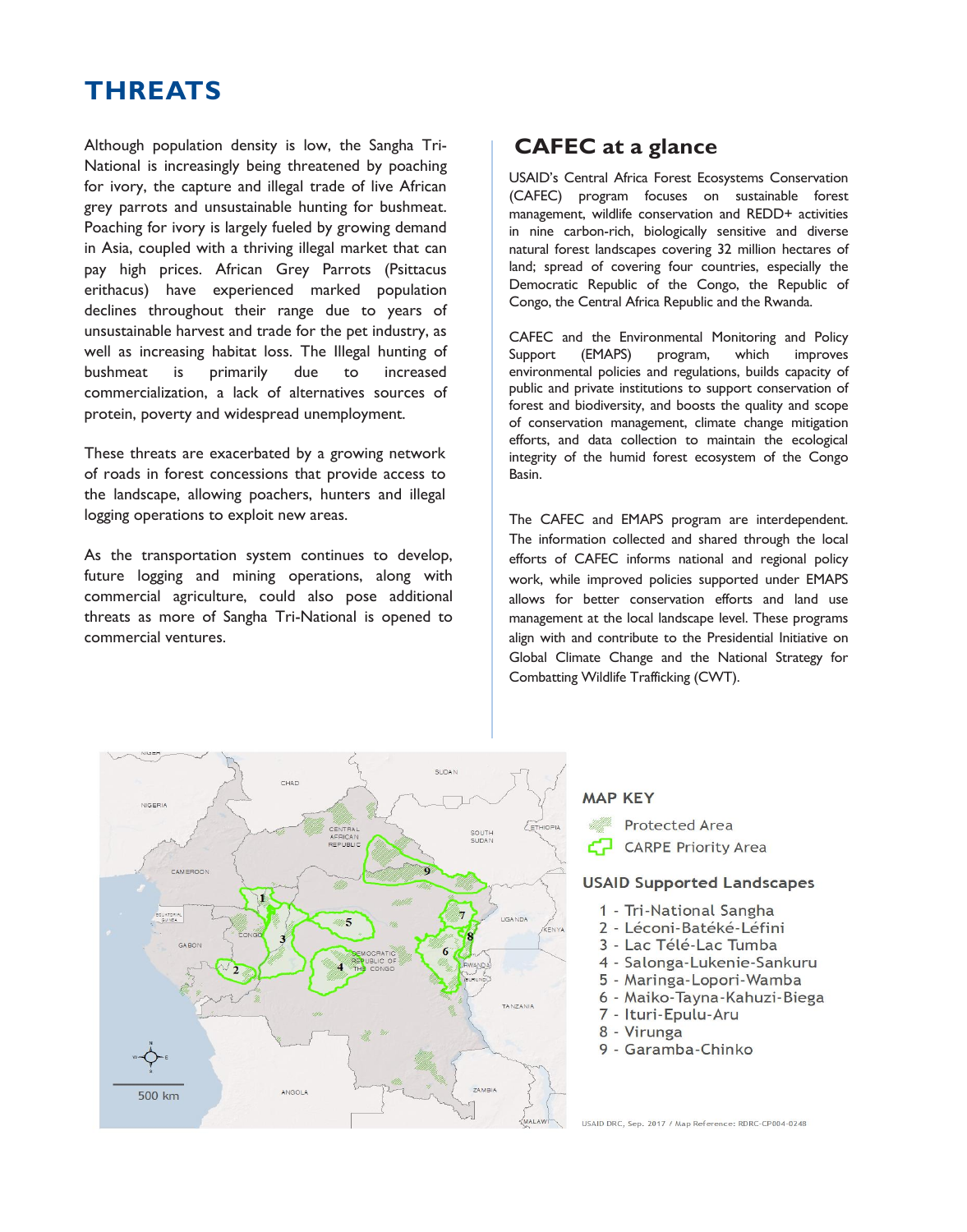# THREATS

Although population density is low, the Sangha Tri-National is increasingly being threatened by poaching for ivory, the capture and illegal trade of live African grey parrots and unsustainable hunting for bushmeat. Poaching for ivory is largely fueled by growing demand in Asia, coupled with a thriving illegal market that can pay high prices. African Grey Parrots (Psittacus erithacus) have experienced marked population declines throughout their range due to years of unsustainable harvest and trade for the pet industry, as well as increasing habitat loss. The Illegal hunting of bushmeat is primarily due to increased commercialization, a lack of alternatives sources of protein, poverty and widespread unemployment.

These threats are exacerbated by a growing network of roads in forest concessions that provide access to the landscape, allowing poachers, hunters and illegal logging operations to exploit new areas.

As the transportation system continues to develop, future logging and mining operations, along with commercial agriculture, could also pose additional threats as more of Sangha Tri-National is opened to commercial ventures.

## CAFEC at a glance

USAID's Central Africa Forest Ecosystems Conservation (CAFEC) program focuses on sustainable forest management, wildlife conservation and REDD+ activities in nine carbon-rich, biologically sensitive and diverse natural forest landscapes covering 32 million hectares of land; spread of covering four countries, especially the Democratic Republic of the Congo, the Republic of Congo, the Central Africa Republic and the Rwanda.

CAFEC and the Environmental Monitoring and Policy Support (EMAPS) program, which improves environmental policies and regulations, builds capacity of public and private institutions to support conservation of forest and biodiversity, and boosts the quality and scope of conservation management, climate change mitigation efforts, and data collection to maintain the ecological integrity of the humid forest ecosystem of the Congo Basin.

The CAFEC and EMAPS program are interdependent. The information collected and shared through the local efforts of CAFEC informs national and regional policy work, while improved policies supported under EMAPS allows for better conservation efforts and land use management at the local landscape level. These programs align with and contribute to the Presidential Initiative on Global Climate Change and the National Strategy for Combatting Wildlife Trafficking (CWT).

NIGER
CHAD
SUDAN
NIGERIA
CENTRAL AFRICAN REPUBLIC
SOUTH SUDAN
ETHIOPIA
CAMEROON
EQUATORIAL GUINEA
CONGO
GABON
DEMOCRATIC REPUBLIC OF THE CONGO
UGANDA
KENYA
RWANDA
BURUNDI
TANZANIA
ANGOLA
ZAMBIA
MALAWI
500 km

**MAP KEY**

Protected Area
CARPE Priority Area

**USAID Supported Landscapes**

1 - Tri-National Sangha
2 - Léconi-Batéké-Léfini
3 - Lac Télé-Lac Tumba
4 - Salonga-Lukenie-Sankuru
5 - Maringa-Lopori-Wamba
6 - Maiko-Tayna-Kahuzi-Biega
7 - Ituri-Epulu-Aru
8 - Virunga
9 - Garamba-Chinko

USAID DRC, Sep. 2017 / Map Reference: RDRC-CP004-0248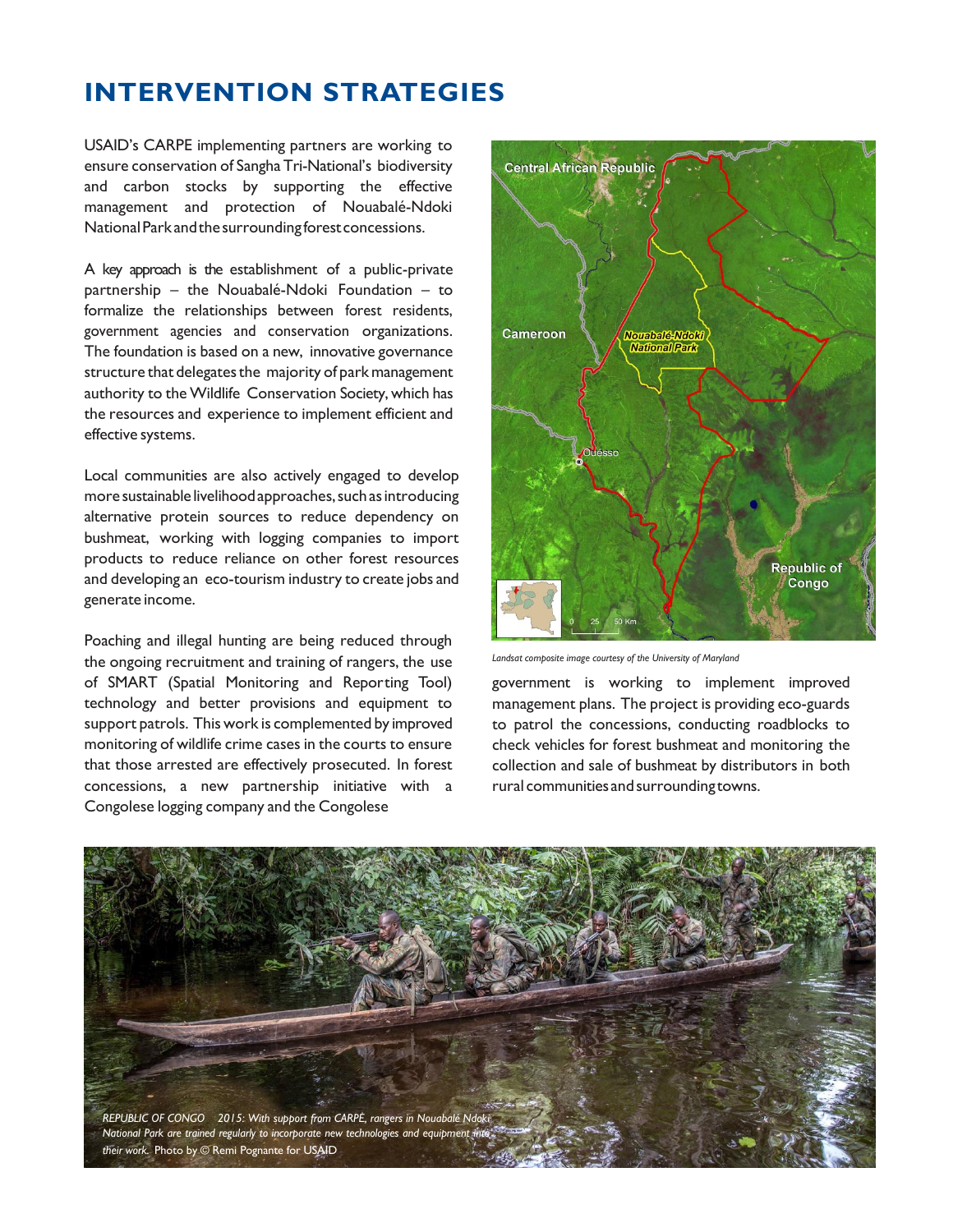# INTERVENTION STRATEGIES

USAID's CARPE implementing partners are working to ensure conservation of Sangha Tri-National's biodiversity and carbon stocks by supporting the effective management and protection of Nouabalé-Ndoki National Park and the surrounding forest concessions.

A key approach is the establishment of a public-private partnership – the Nouabalé-Ndoki Foundation – to formalize the relationships between forest residents, government agencies and conservation organizations. The foundation is based on a new, innovative governance structure that delegates the majority of park management authority to the Wildlife Conservation Society, which has the resources and experience to implement efficient and effective systems.

Local communities are also actively engaged to develop more sustainable livelihood approaches, such as introducing alternative protein sources to reduce dependency on bushmeat, working with logging companies to import products to reduce reliance on other forest resources and developing an eco-tourism industry to create jobs and generate income.

Poaching and illegal hunting are being reduced through the ongoing recruitment and training of rangers, the use of SMART (Spatial Monitoring and Reporting Tool) technology and better provisions and equipment to support patrols. This work is complemented by improved monitoring of wildlife crime cases in the courts to ensure that those arrested are effectively prosecuted. In forest concessions, a new partnership initiative with a Congolese logging company and the Congolese government is working to implement improved management plans. The project is providing eco-guards to patrol the concessions, conducting roadblocks to check vehicles for forest bushmeat and monitoring the collection and sale of bushmeat by distributors in both rural communities and surrounding towns.

Central African Republic

Cameroon

Nouabalé-Ndoki National Park

Ouésso

Republic of Congo

0 25 50 Km

*Landsat composite image courtesy of the University of Maryland*

*REPUBLIC OF CONGO 2015: With support from CARPE, rangers in Nouabalé Ndoki National Park are trained regularly to incorporate new technologies and equipment into their work.* Photo by © Remi Pognante for USAID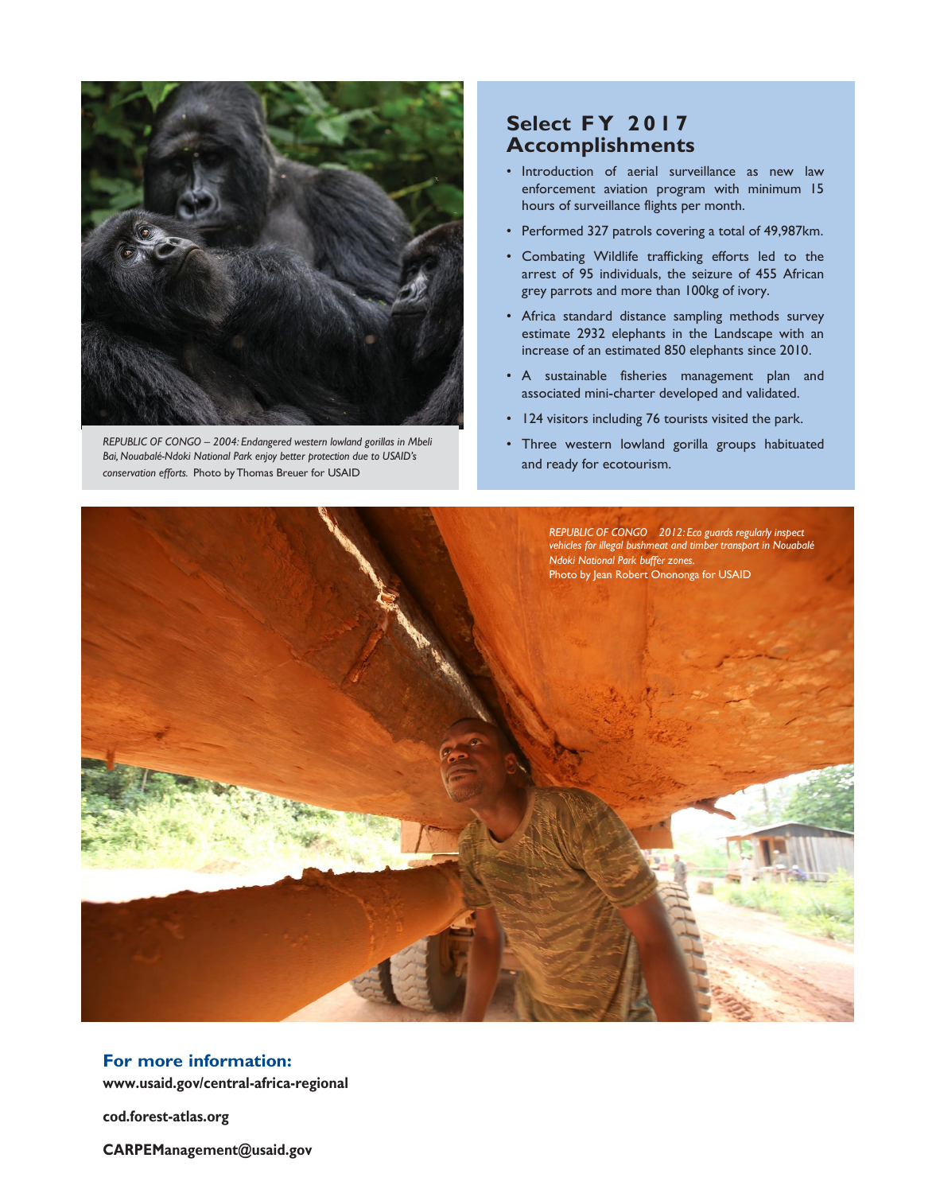*REPUBLIC OF CONGO – 2004: Endangered western lowland gorillas in Mbeli Bai, Nouabalé-Ndoki National Park enjoy better protection due to USAID's conservation efforts.* Photo by Thomas Breuer for USAID

## Select FY 2017 Accomplishments

- Introduction of aerial surveillance as new law enforcement aviation program with minimum 15 hours of surveillance flights per month.
- Performed 327 patrols covering a total of 49,987km.
- Combating Wildlife trafficking efforts led to the arrest of 95 individuals, the seizure of 455 African grey parrots and more than 100kg of ivory.
- Africa standard distance sampling methods survey estimate 2932 elephants in the Landscape with an increase of an estimated 850 elephants since 2010.
- A sustainable fisheries management plan and associated mini-charter developed and validated.
- 124 visitors including 76 tourists visited the park.
- Three western lowland gorilla groups habituated and ready for ecotourism.

*REPUBLIC OF CONGO 2012: Eco guards regularly inspect vehicles for illegal bushmeat and timber transport in Nouabalé Ndoki National Park buffer zones.*
Photo by Jean Robert Onononga for USAID

### For more information:

**www.usaid.gov/central-africa-regional**

**cod.forest-atlas.org**

**CARPEManagement@usaid.gov**